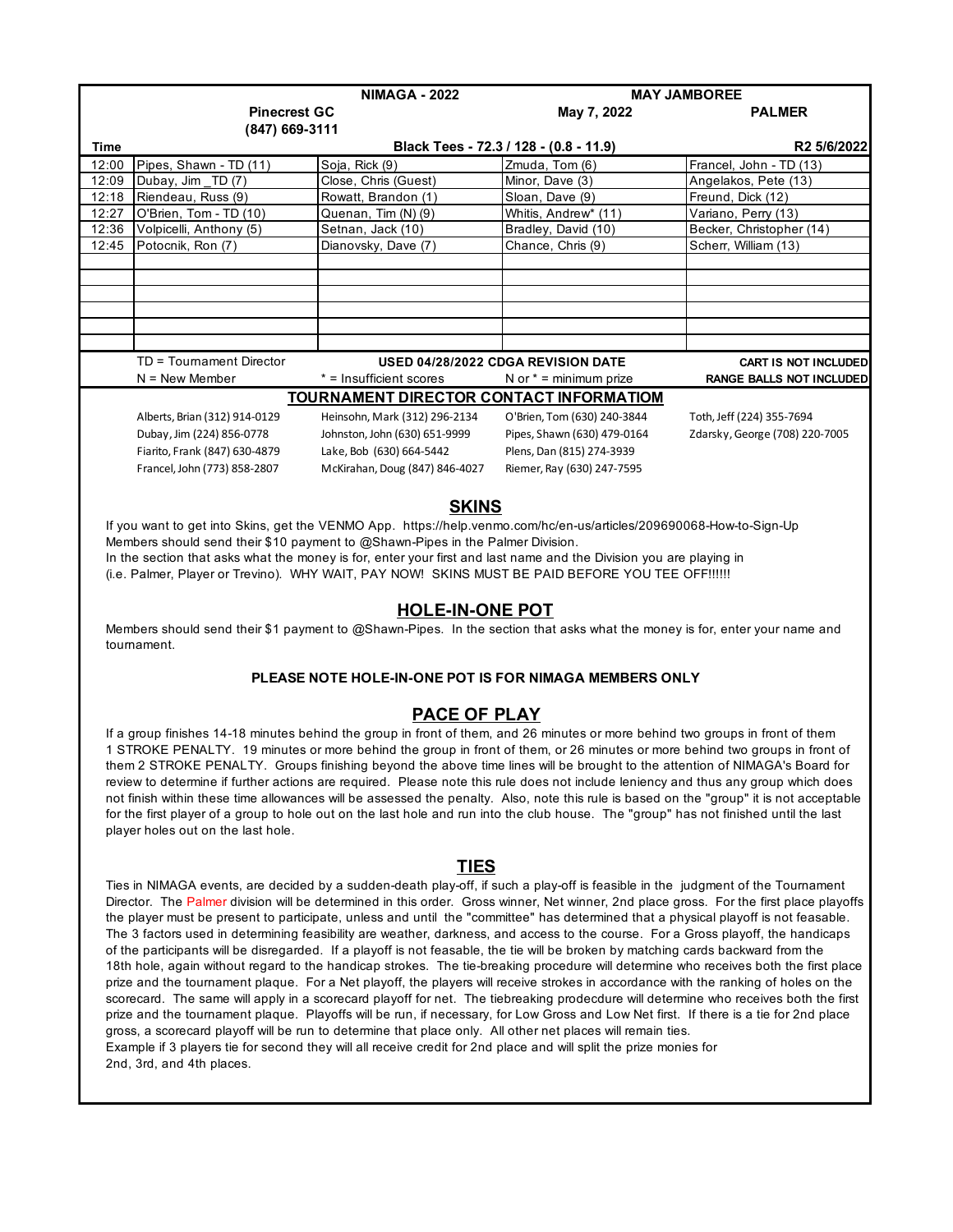| | NIMAGA - 2022 | | MAY JAMBOREE | |
|---|---|---|---|---|
| | Pinecrest GC<br>(847) 669-3111 | | May 7, 2022 | PALMER |
| Time | | Black Tees - 72.3 / 128 - (0.8 - 11.9) | | R2 5/6/2022 |
| 12:00 | Pipes, Shawn - TD (11) | Soja, Rick (9) | Zmuda, Tom (6) | Francel, John - TD (13) |
| 12:09 | Dubay, Jim _TD (7) | Close, Chris (Guest) | Minor, Dave (3) | Angelakos, Pete (13) |
| 12:18 | Riendeau, Russ (9) | Rowatt, Brandon (1) | Sloan, Dave (9) | Freund, Dick (12) |
| 12:27 | O'Brien, Tom - TD (10) | Quenan, Tim (N) (9) | Whitis, Andrew* (11) | Variano, Perry (13) |
| 12:36 | Volpicelli, Anthony (5) | Setnan, Jack (10) | Bradley, David (10) | Becker, Christopher (14) |
| 12:45 | Potocnik, Ron (7) | Dianovsky, Dave (7) | Chance, Chris (9) | Scherr, William (13) |
| | | | | |
| | | | | |
| | | | | |
| | | | | |
| | | | | |
| | | | | |
| | TD = Tournament Director | USED 04/28/2022 CDGA REVISION DATE | | CART IS NOT INCLUDED |
| | N = New Member | * = Insufficient scores | N or * = minimum prize | RANGE BALLS NOT INCLUDED |

## TOURNAMENT DIRECTOR CONTACT INFORMATIOM

| | | | |
|---|---|---|---|
| Alberts, Brian (312) 914-0129 | Heinsohn, Mark (312) 296-2134 | O'Brien, Tom (630) 240-3844 | Toth, Jeff (224) 355-7694 |
| Dubay, Jim (224) 856-0778 | Johnston, John (630) 651-9999 | Pipes, Shawn (630) 479-0164 | Zdarsky, George (708) 220-7005 |
| Fiarito, Frank (847) 630-4879 | Lake, Bob (630) 664-5442 | Plens, Dan (815) 274-3939 | |
| Francel, John (773) 858-2807 | McKirahan, Doug (847) 846-4027 | Riemer, Ray (630) 247-7595 | |

## SKINS

If you want to get into Skins, get the VENMO App. https://help.venmo.com/hc/en-us/articles/209690068-How-to-Sign-Up
Members should send their $10 payment to @Shawn-Pipes in the Palmer Division.
In the section that asks what the money is for, enter your first and last name and the Division you are playing in
(i.e. Palmer, Player or Trevino). WHY WAIT, PAY NOW! SKINS MUST BE PAID BEFORE YOU TEE OFF!!!!!!

## HOLE-IN-ONE POT

Members should send their $1 payment to @Shawn-Pipes. In the section that asks what the money is for, enter your name and tournament.

**PLEASE NOTE HOLE-IN-ONE POT IS FOR NIMAGA MEMBERS ONLY**

## PACE OF PLAY

If a group finishes 14-18 minutes behind the group in front of them, and 26 minutes or more behind two groups in front of them 1 STROKE PENALTY. 19 minutes or more behind the group in front of them, or 26 minutes or more behind two groups in front of them 2 STROKE PENALTY. Groups finishing beyond the above time lines will be brought to the attention of NIMAGA's Board for review to determine if further actions are required. Please note this rule does not include leniency and thus any group which does not finish within these time allowances will be assessed the penalty. Also, note this rule is based on the "group" it is not acceptable for the first player of a group to hole out on the last hole and run into the club house. The "group" has not finished until the last player holes out on the last hole.

## TIES

Ties in NIMAGA events, are decided by a sudden-death play-off, if such a play-off is feasible in the judgment of the Tournament Director. The Palmer division will be determined in this order. Gross winner, Net winner, 2nd place gross. For the first place playoffs the player must be present to participate, unless and until the "committee" has determined that a physical playoff is not feasable. The 3 factors used in determining feasibility are weather, darkness, and access to the course. For a Gross playoff, the handicaps of the participants will be disregarded. If a playoff is not feasable, the tie will be broken by matching cards backward from the 18th hole, again without regard to the handicap strokes. The tie-breaking procedure will determine who receives both the first place prize and the tournament plaque. For a Net playoff, the players will receive strokes in accordance with the ranking of holes on the scorecard. The same will apply in a scorecard playoff for net. The tiebreaking prodecdure will determine who receives both the first prize and the tournament plaque. Playoffs will be run, if necessary, for Low Gross and Low Net first. If there is a tie for 2nd place gross, a scorecard playoff will be run to determine that place only. All other net places will remain ties.
Example if 3 players tie for second they will all receive credit for 2nd place and will split the prize monies for 2nd, 3rd, and 4th places.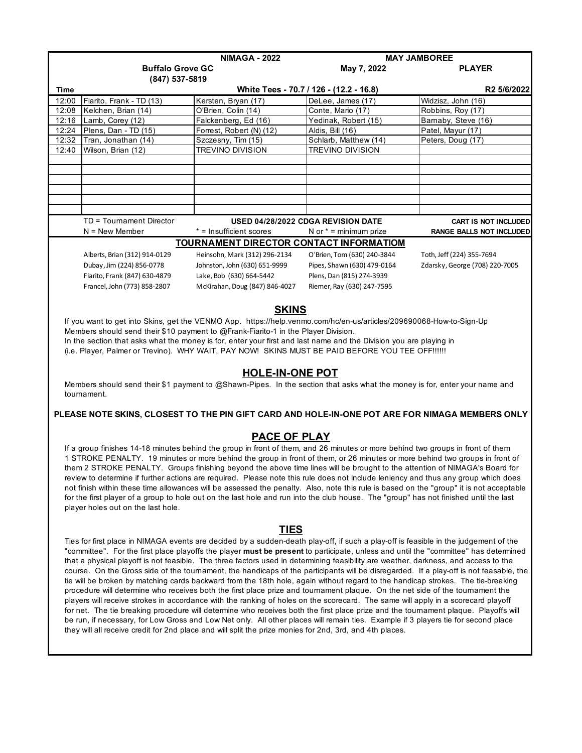| | NIMAGA - 2022 | | MAY JAMBOREE | |
|---|---|---|---|---|
| | Buffalo Grove GC (847) 537-5819 | | May 7, 2022 | PLAYER |
| Time | White Tees - 70.7 / 126 - (12.2 - 16.8) | | | R2 5/6/2022 |
| 12:00 | Fiarito, Frank - TD (13) | Kersten, Bryan (17) | DeLee, James (17) | Widzisz, John (16) |
| 12:08 | Kelchen, Brian (14) | O'Brien, Colin (14) | Conte, Mario (17) | Robbins, Roy (17) |
| 12:16 | Lamb, Corey (12) | Falckenberg, Ed (16) | Yedinak, Robert (15) | Barnaby, Steve (16) |
| 12:24 | Plens, Dan - TD (15) | Forrest, Robert (N) (12) | Aldis, Bill (16) | Patel, Mayur (17) |
| 12:32 | Tran, Jonathan (14) | Szczesny, Tim (15) | Schlarb, Matthew (14) | Peters, Doug (17) |
| 12:40 | Wilson, Brian (12) | TREVINO DIVISION | TREVINO DIVISION | |
| | | | | |
| | | | | |
| | | | | |
| | | | | |
| | | | | |
| | | | | |
| | TD = Tournament Director | USED 04/28/2022 CDGA REVISION DATE | | CART IS NOT INCLUDED |
| | N = New Member | * = Insufficient scores | N or * = minimum prize | RANGE BALLS NOT INCLUDED |

## TOURNAMENT DIRECTOR CONTACT INFORMATIOM

| | | | |
|---|---|---|---|
| Alberts, Brian (312) 914-0129 | Heinsohn, Mark (312) 296-2134 | O'Brien, Tom (630) 240-3844 | Toth, Jeff (224) 355-7694 |
| Dubay, Jim (224) 856-0778 | Johnston, John (630) 651-9999 | Pipes, Shawn (630) 479-0164 | Zdarsky, George (708) 220-7005 |
| Fiarito, Frank (847) 630-4879 | Lake, Bob (630) 664-5442 | Plens, Dan (815) 274-3939 | |
| Francel, John (773) 858-2807 | McKirahan, Doug (847) 846-4027 | Riemer, Ray (630) 247-7595 | |

## SKINS

If you want to get into Skins, get the VENMO App. https://help.venmo.com/hc/en-us/articles/209690068-How-to-Sign-Up
Members should send their $10 payment to @Frank-Fiarito-1 in the Player Division.
In the section that asks what the money is for, enter your first and last name and the Division you are playing in
(i.e. Player, Palmer or Trevino). WHY WAIT, PAY NOW! SKINS MUST BE PAID BEFORE YOU TEE OFF!!!!!!

## HOLE-IN-ONE POT

Members should send their $1 payment to @Shawn-Pipes. In the section that asks what the money is for, enter your name and tournament.

**PLEASE NOTE SKINS, CLOSEST TO THE PIN GIFT CARD AND HOLE-IN-ONE POT ARE FOR NIMAGA MEMBERS ONLY**

## PACE OF PLAY

If a group finishes 14-18 minutes behind the group in front of them, and 26 minutes or more behind two groups in front of them 1 STROKE PENALTY. 19 minutes or more behind the group in front of them, or 26 minutes or more behind two groups in front of them 2 STROKE PENALTY. Groups finishing beyond the above time lines will be brought to the attention of NIMAGA's Board for review to determine if further actions are required. Please note this rule does not include leniency and thus any group which does not finish within these time allowances will be assessed the penalty. Also, note this rule is based on the "group" it is not acceptable for the first player of a group to hole out on the last hole and run into the club house. The "group" has not finished until the last player holes out on the last hole.

## TIES

Ties for first place in NIMAGA events are decided by a sudden-death play-off, if such a play-off is feasible in the judgement of the "committee". For the first place playoffs the player **must be present** to participate, unless and until the "committee" has determined that a physical playoff is not feasible. The three factors used in determining feasibility are weather, darkness, and access to the course. On the Gross side of the tournament, the handicaps of the participants will be disregarded. If a play-off is not feasable, the tie will be broken by matching cards backward from the 18th hole, again without regard to the handicap strokes. The tie-breaking procedure will determine who receives both the first place prize and tournament plaque. On the net side of the tournament the players will receive strokes in accordance with the ranking of holes on the scorecard. The same will apply in a scorecard playoff for net. The tie breaking procedure will determine who receives both the first place prize and the tournament plaque. Playoffs will be run, if necessary, for Low Gross and Low Net only. All other places will remain ties. Example if 3 players tie for second place they will all receive credit for 2nd place and will split the prize monies for 2nd, 3rd, and 4th places.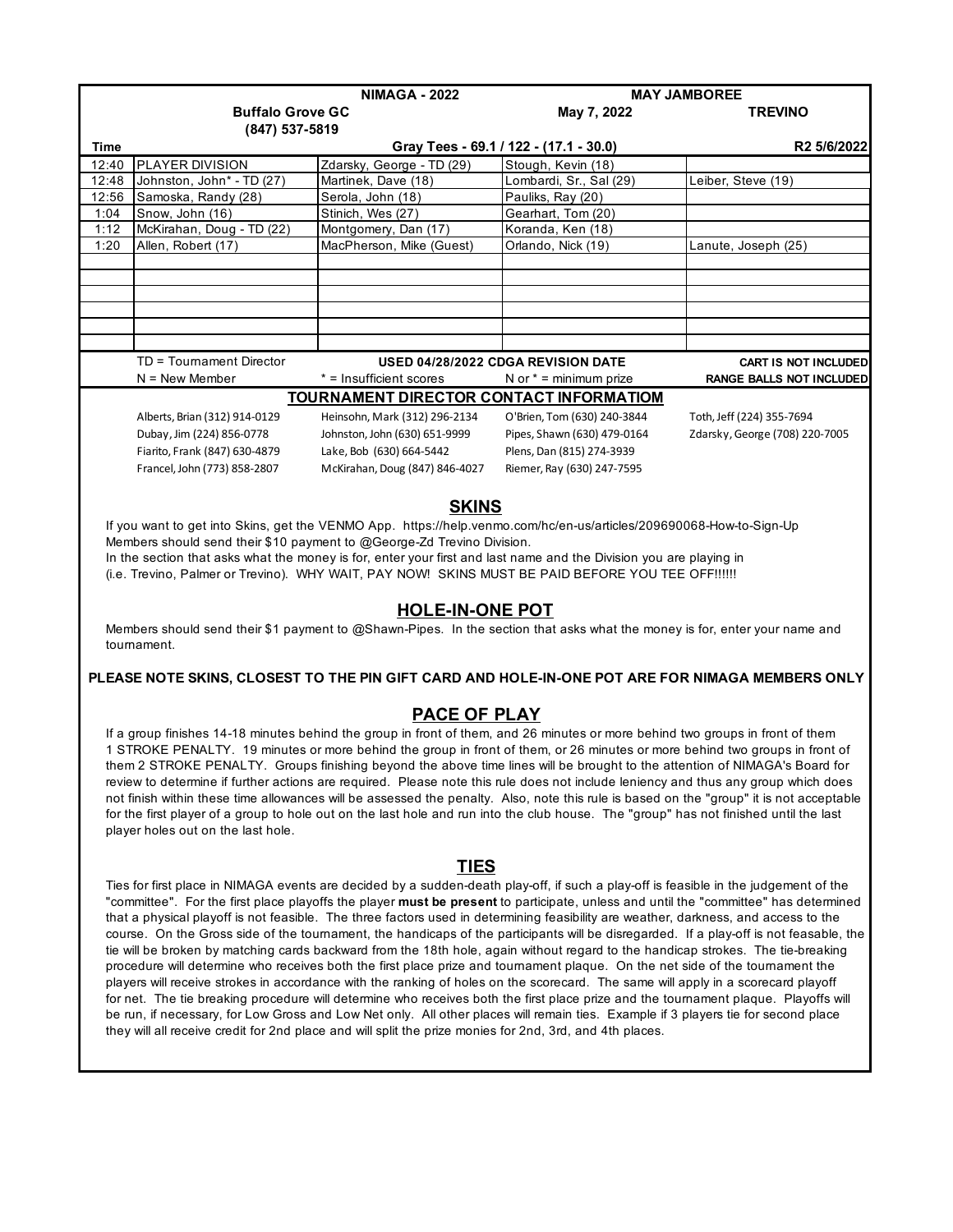| | | | | |
|---|---|---|---|---|
| | | **NIMAGA - 2022** | | **MAY JAMBOREE** |
| | **Buffalo Grove GC** | | **May 7, 2022** | **TREVINO** |
| | **(847) 537-5819** | | | |
| **Time** | | **Gray Tees - 69.1 / 122 - (17.1 - 30.0)** | | **R2 5/6/2022** |
| 12:40 | PLAYER DIVISION | Zdarsky, George - TD (29) | Stough, Kevin (18) | |
| 12:48 | Johnston, John* - TD (27) | Martinek, Dave (18) | Lombardi, Sr., Sal (29) | Leiber, Steve (19) |
| 12:56 | Samoska, Randy (28) | Serola, John (18) | Pauliks, Ray (20) | |
| 1:04 | Snow, John (16) | Stinich, Wes (27) | Gearhart, Tom (20) | |
| 1:12 | McKirahan, Doug - TD (22) | Montgomery, Dan (17) | Koranda, Ken (18) | |
| 1:20 | Allen, Robert (17) | MacPherson, Mike (Guest) | Orlando, Nick (19) | Lanute, Joseph (25) |
| | | | | |
| | | | | |
| | | | | |
| | | | | |
| | | | | |
| | | | | |
| | TD = Tournament Director | **USED 04/28/2022 CDGA REVISION DATE** | | **CART IS NOT INCLUDED** |
| | N = New Member | * = Insufficient scores | N or * = minimum prize | **RANGE BALLS NOT INCLUDED** |

**TOURNAMENT DIRECTOR CONTACT INFORMATIOM**

| | | | |
|---|---|---|---|
| Alberts, Brian (312) 914-0129 | Heinsohn, Mark (312) 296-2134 | O'Brien, Tom (630) 240-3844 | Toth, Jeff (224) 355-7694 |
| Dubay, Jim (224) 856-0778 | Johnston, John (630) 651-9999 | Pipes, Shawn (630) 479-0164 | Zdarsky, George (708) 220-7005 |
| Fiarito, Frank (847) 630-4879 | Lake, Bob (630) 664-5442 | Plens, Dan (815) 274-3939 | |
| Francel, John (773) 858-2807 | McKirahan, Doug (847) 846-4027 | Riemer, Ray (630) 247-7595 | |

## SKINS

If you want to get into Skins, get the VENMO App. https://help.venmo.com/hc/en-us/articles/209690068-How-to-Sign-Up
Members should send their $10 payment to @George-Zd Trevino Division.
In the section that asks what the money is for, enter your first and last name and the Division you are playing in (i.e. Trevino, Palmer or Trevino). WHY WAIT, PAY NOW! SKINS MUST BE PAID BEFORE YOU TEE OFF!!!!!!

## HOLE-IN-ONE POT

Members should send their $1 payment to @Shawn-Pipes. In the section that asks what the money is for, enter your name and tournament.

**PLEASE NOTE SKINS, CLOSEST TO THE PIN GIFT CARD AND HOLE-IN-ONE POT ARE FOR NIMAGA MEMBERS ONLY**

## PACE OF PLAY

If a group finishes 14-18 minutes behind the group in front of them, and 26 minutes or more behind two groups in front of them 1 STROKE PENALTY. 19 minutes or more behind the group in front of them, or 26 minutes or more behind two groups in front of them 2 STROKE PENALTY. Groups finishing beyond the above time lines will be brought to the attention of NIMAGA's Board for review to determine if further actions are required. Please note this rule does not include leniency and thus any group which does not finish within these time allowances will be assessed the penalty. Also, note this rule is based on the "group" it is not acceptable for the first player of a group to hole out on the last hole and run into the club house. The "group" has not finished until the last player holes out on the last hole.

## TIES

Ties for first place in NIMAGA events are decided by a sudden-death play-off, if such a play-off is feasible in the judgement of the "committee". For the first place playoffs the player **must be present** to participate, unless and until the "committee" has determined that a physical playoff is not feasible. The three factors used in determining feasibility are weather, darkness, and access to the course. On the Gross side of the tournament, the handicaps of the participants will be disregarded. If a play-off is not feasable, the tie will be broken by matching cards backward from the 18th hole, again without regard to the handicap strokes. The tie-breaking procedure will determine who receives both the first place prize and tournament plaque. On the net side of the tournament the players will receive strokes in accordance with the ranking of holes on the scorecard. The same will apply in a scorecard playoff for net. The tie breaking procedure will determine who receives both the first place prize and the tournament plaque. Playoffs will be run, if necessary, for Low Gross and Low Net only. All other places will remain ties. Example if 3 players tie for second place they will all receive credit for 2nd place and will split the prize monies for 2nd, 3rd, and 4th places.